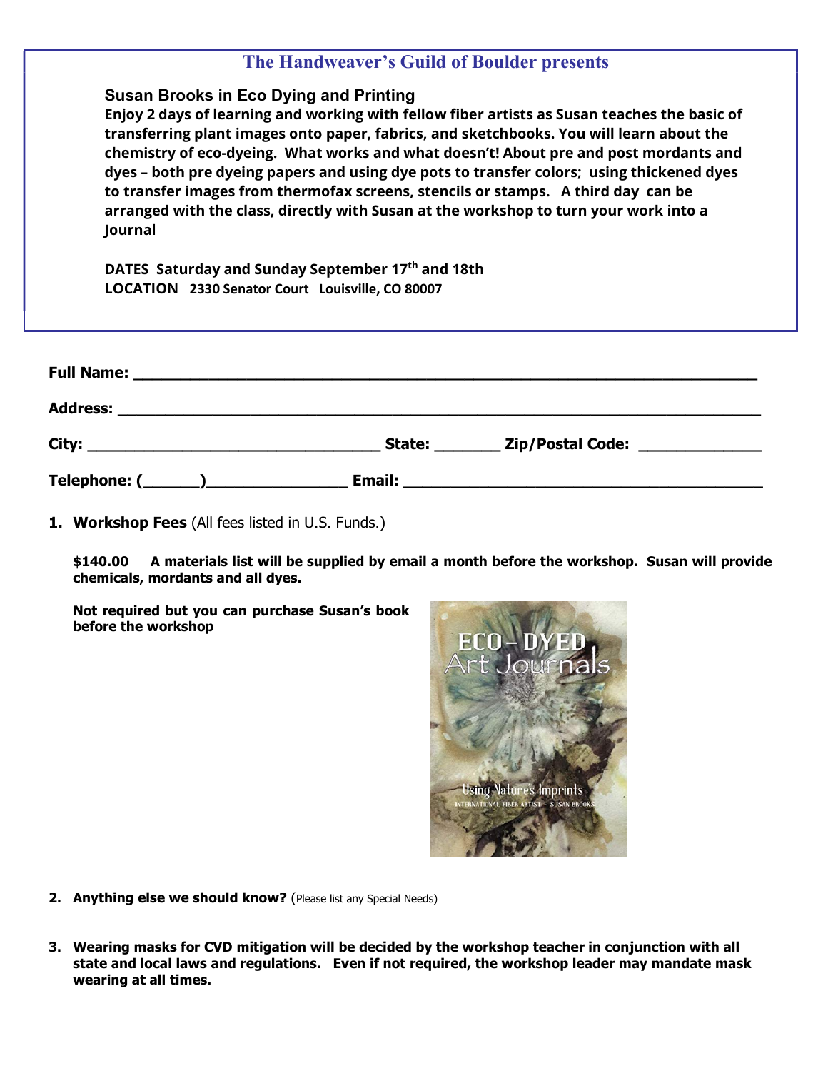# The Handweaver's Guild of Boulder presents

## Susan Brooks in Eco Dying and Printing

**Enjoy 2 days of learning and working with fellow fiber artists as Susan teaches the basic of transferring plant images onto paper, fabrics, and sketchbooks. You will learn about the chemistry of eco-dyeing. What works and what doesn't! About pre and post mordants and dyes – both pre dyeing papers and using dye pots to transfer colors; using thickened dyes to transfer images from thermofax screens, stencils or stamps. A third day can be arranged with the class, directly with Susan at the workshop to turn your work into a Journal**

**DATES Saturday and Sunday September 17th and 18th**

**LOCATION 2330 Senator Court Louisville, CO 80007**

**Full Name:** ______________________________________________________________

**Address:** ______________________________________________________________

**City:** ______________________________ **State:** ________ **Zip/Postal Code:** ______________

**Telephone: (______)**________________ **Email:** __________________________________________

1. **Workshop Fees** (All fees listed in U.S. Funds.)

   **$140.00 A materials list will be supplied by email a month before the workshop. Susan will provide chemicals, mordants and all dyes.**

   **Not required but you can purchase Susan's book before the workshop**

2. **Anything else we should know?** (Please list any Special Needs)

3. **Wearing masks for CVD mitigation will be decided by the workshop teacher in conjunction with all state and local laws and regulations. Even if not required, the workshop leader may mandate mask wearing at all times.**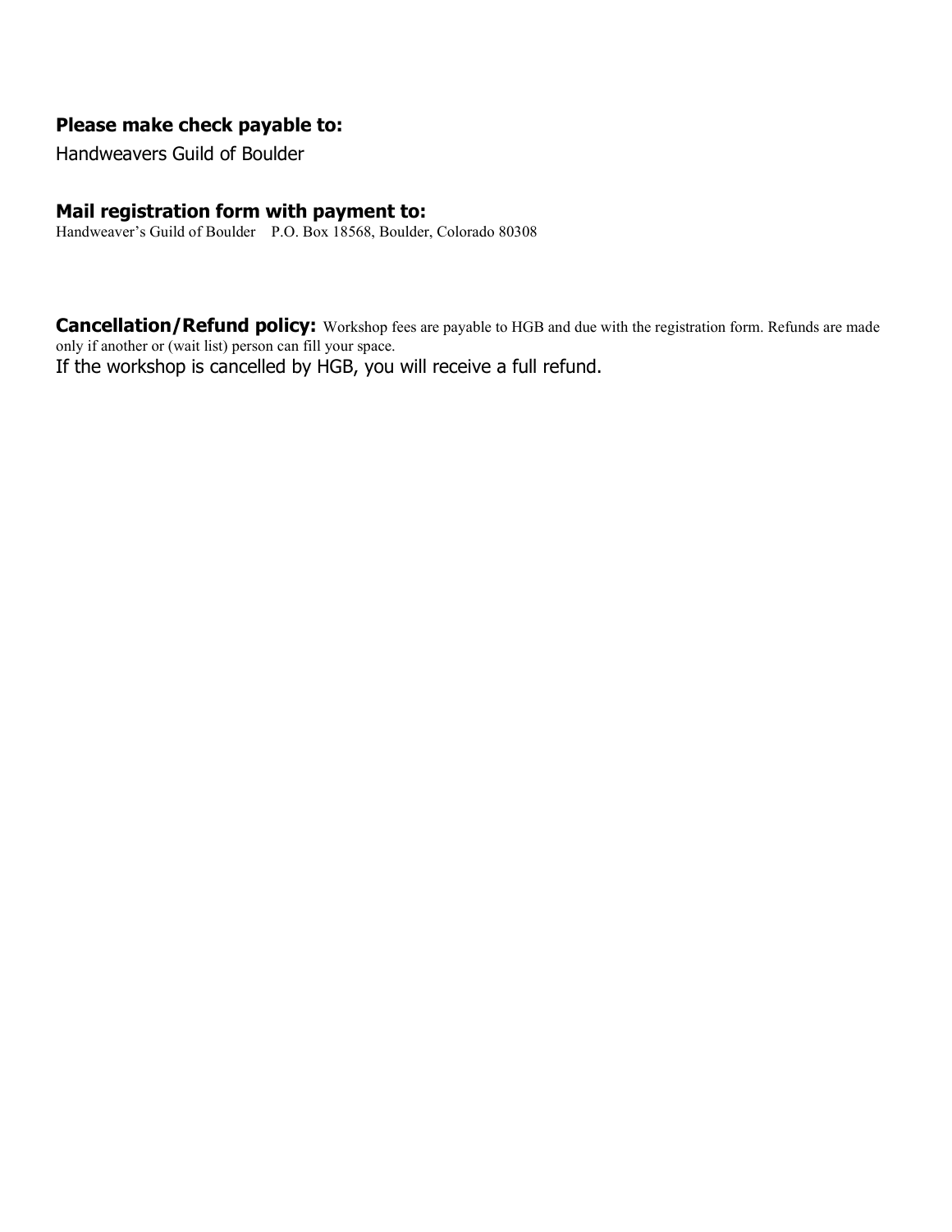**Please make check payable to:**

Handweavers Guild of Boulder

**Mail registration form with payment to:**

Handweaver's Guild of Boulder    P.O. Box 18568, Boulder, Colorado 80308

**Cancellation/Refund policy:** Workshop fees are payable to HGB and due with the registration form. Refunds are made only if another or (wait list) person can fill your space.

If the workshop is cancelled by HGB, you will receive a full refund.